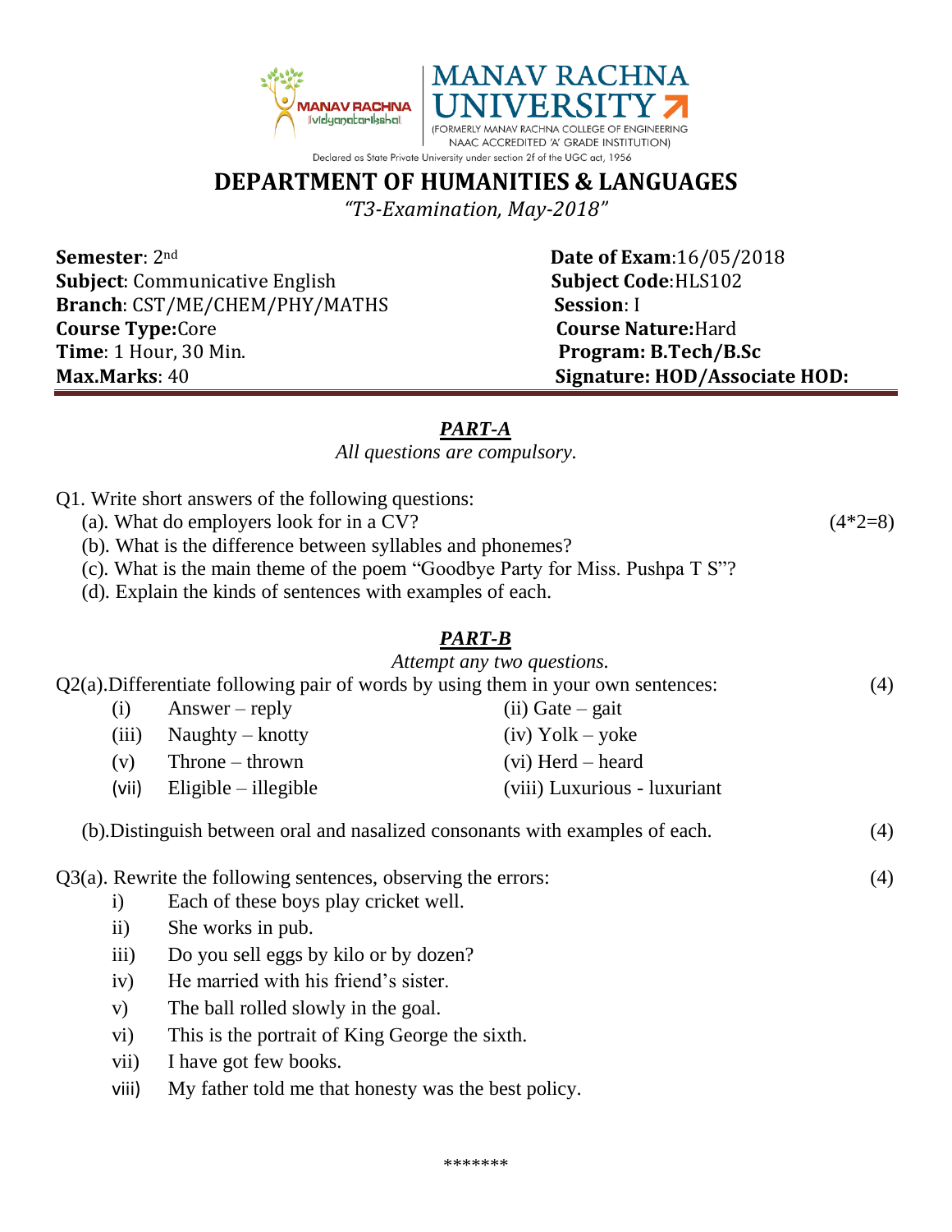# MANAV RACHNA UNIVERSITY

(FORMERLY MANAV RACHNA COLLEGE OF ENGINEERING NAAC ACCREDITED 'A' GRADE INSTITUTION)

Declared as State Private University under section 2f of the UGC act, 1956

## DEPARTMENT OF HUMANITIES & LANGUAGES

*"T3-Examination, May-2018"*

**Semester**: 2nd  
**Subject**: Communicative English  
**Branch**: CST/ME/CHEM/PHY/MATHS  
**Course Type:**Core  
**Time**: 1 Hour, 30 Min.  
**Max.Marks**: 40

**Date of Exam**:16/05/2018  
**Subject Code**:HLS102  
**Session**: I  
**Course Nature:**Hard  
**Program: B.Tech/B.Sc**  
**Signature: HOD/Associate HOD:**

---

### *PART-A*

*All questions are compulsory.*

Q1. Write short answers of the following questions: (4*2=8)

(a). What do employers look for in a CV?

(b). What is the difference between syllables and phonemes?

(c). What is the main theme of the poem "Goodbye Party for Miss. Pushpa T S"?

(d). Explain the kinds of sentences with examples of each.

### *PART-B*

*Attempt any two questions.*

Q2(a).Differentiate following pair of words by using them in your own sentences: (4)

(i) Answer – reply  
(ii) Gate – gait  
(iii) Naughty – knotty  
(iv) Yolk – yoke  
(v) Throne – thrown  
(vi) Herd – heard  
(vii) Eligible – illegible  
(viii) Luxurious - luxuriant

(b).Distinguish between oral and nasalized consonants with examples of each. (4)

Q3(a). Rewrite the following sentences, observing the errors: (4)

i) Each of these boys play cricket well.  
ii) She works in pub.  
iii) Do you sell eggs by kilo or by dozen?  
iv) He married with his friend's sister.  
v) The ball rolled slowly in the goal.  
vi) This is the portrait of King George the sixth.  
vii) I have got few books.  
viii) My father told me that honesty was the best policy.

*******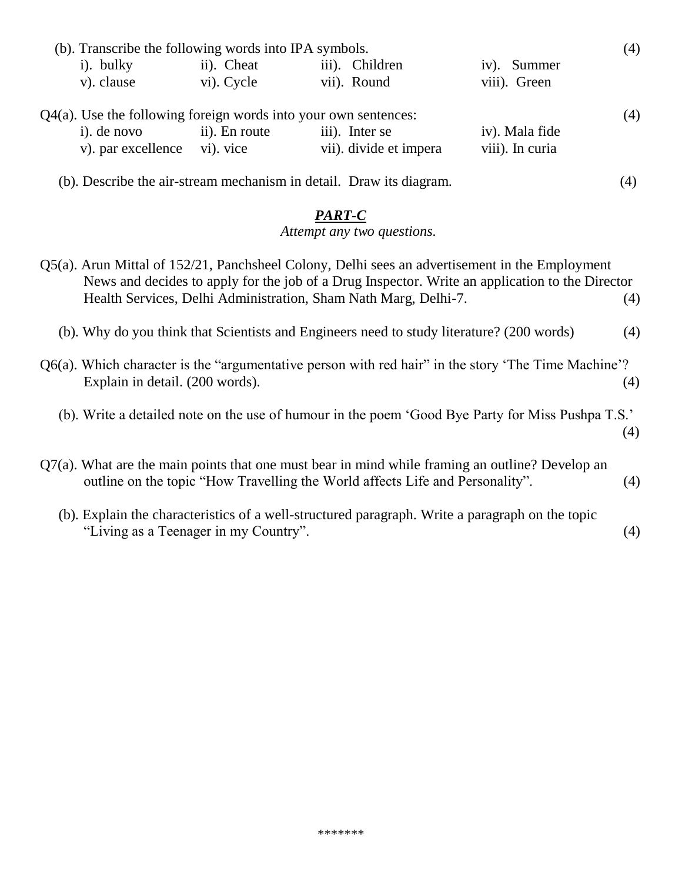(b). Transcribe the following words into IPA symbols. (4)

| | | | |
|---|---|---|---|
| i). bulky | ii). Cheat | iii). Children | iv). Summer |
| v). clause | vi). Cycle | vii). Round | viii). Green |

Q4(a). Use the following foreign words into your own sentences: (4)

| | | | |
|---|---|---|---|
| i). de novo | ii). En route | iii). Inter se | iv). Mala fide |
| v). par excellence | vi). vice | vii). divide et impera | viii). In curia |

(b). Describe the air-stream mechanism in detail. Draw its diagram. (4)

## ***PART-C***

*Attempt any two questions.*

Q5(a). Arun Mittal of 152/21, Panchsheel Colony, Delhi sees an advertisement in the Employment News and decides to apply for the job of a Drug Inspector. Write an application to the Director Health Services, Delhi Administration, Sham Nath Marg, Delhi-7. (4)

(b). Why do you think that Scientists and Engineers need to study literature? (200 words) (4)

Q6(a). Which character is the "argumentative person with red hair" in the story 'The Time Machine'? Explain in detail. (200 words). (4)

(b). Write a detailed note on the use of humour in the poem 'Good Bye Party for Miss Pushpa T.S.' (4)

Q7(a). What are the main points that one must bear in mind while framing an outline? Develop an outline on the topic "How Travelling the World affects Life and Personality". (4)

(b). Explain the characteristics of a well-structured paragraph. Write a paragraph on the topic "Living as a Teenager in my Country". (4)

*******